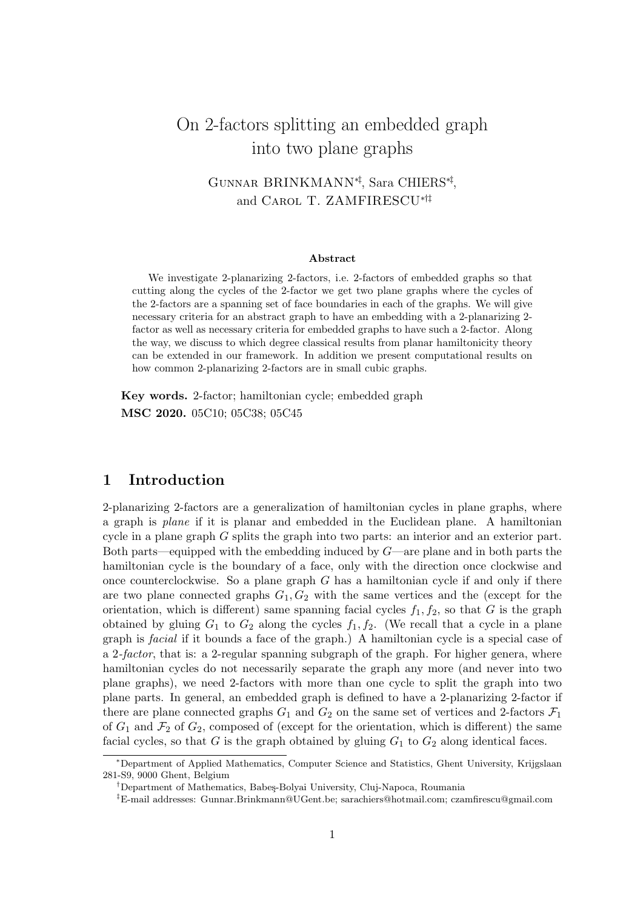# On 2-factors splitting an embedded graph into two plane graphs

Gunnar BRINKMANN[*‡], Sara CHIERS[*‡], and Carol T. ZAMFIRESCU[*†‡]

### Abstract

We investigate 2-planarizing 2-factors, i.e. 2-factors of embedded graphs so that cutting along the cycles of the 2-factor we get two plane graphs where the cycles of the 2-factors are a spanning set of face boundaries in each of the graphs. We will give necessary criteria for an abstract graph to have an embedding with a 2-planarizing 2-factor as well as necessary criteria for embedded graphs to have such a 2-factor. Along the way, we discuss to which degree classical results from planar hamiltonicity theory can be extended in our framework. In addition we present computational results on how common 2-planarizing 2-factors are in small cubic graphs.

**Key words.** 2-factor; hamiltonian cycle; embedded graph

**MSC 2020.** 05C10; 05C38; 05C45

## 1 Introduction

2-planarizing 2-factors are a generalization of hamiltonian cycles in plane graphs, where a graph is *plane* if it is planar and embedded in the Euclidean plane. A hamiltonian cycle in a plane graph $G$ splits the graph into two parts: an interior and an exterior part. Both parts—equipped with the embedding induced by $G$—are plane and in both parts the hamiltonian cycle is the boundary of a face, only with the direction once clockwise and once counterclockwise. So a plane graph $G$ has a hamiltonian cycle if and only if there are two plane connected graphs $G_1, G_2$ with the same vertices and the (except for the orientation, which is different) same spanning facial cycles $f_1, f_2$, so that $G$ is the graph obtained by gluing $G_1$ to $G_2$ along the cycles $f_1, f_2$. (We recall that a cycle in a plane graph is *facial* if it bounds a face of the graph.) A hamiltonian cycle is a special case of a *2-factor*, that is: a 2-regular spanning subgraph of the graph. For higher genera, where hamiltonian cycles do not necessarily separate the graph any more (and never into two plane graphs), we need 2-factors with more than one cycle to split the graph into two plane parts. In general, an embedded graph is defined to have a 2-planarizing 2-factor if there are plane connected graphs $G_1$ and $G_2$ on the same set of vertices and 2-factors $\mathcal{F}_1$ of $G_1$ and $\mathcal{F}_2$ of $G_2$, composed of (except for the orientation, which is different) the same facial cycles, so that $G$ is the graph obtained by gluing $G_1$ to $G_2$ along identical faces.

[*]Department of Applied Mathematics, Computer Science and Statistics, Ghent University, Krijgslaan 281-S9, 9000 Ghent, Belgium

[†]Department of Mathematics, Babeş-Bolyai University, Cluj-Napoca, Roumania

[‡]E-mail addresses: Gunnar.Brinkmann@UGent.be; sarachiers@hotmail.com; czamfirescu@gmail.com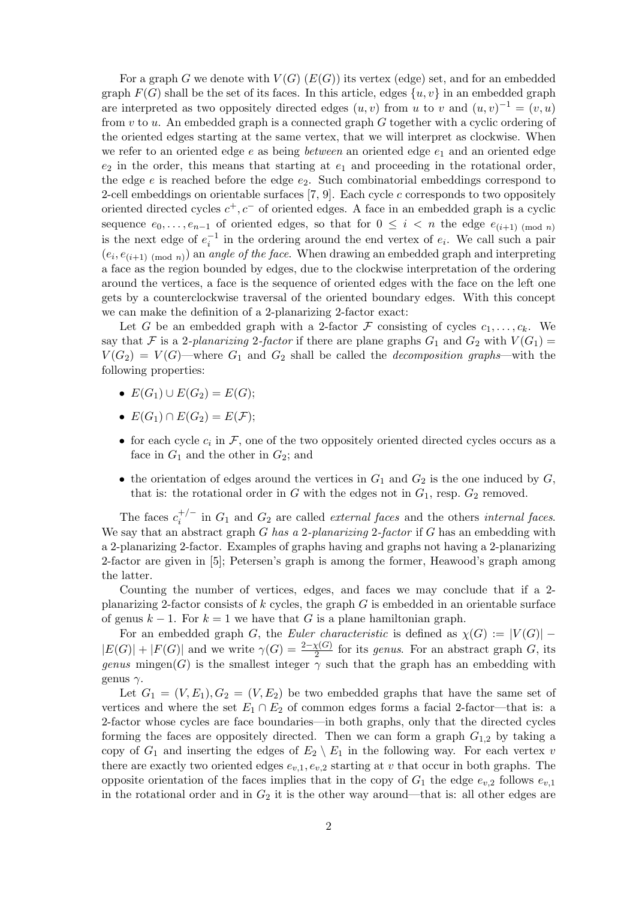For a graph $G$ we denote with $V(G)$ ($E(G)$) its vertex (edge) set, and for an embedded graph $F(G)$ shall be the set of its faces. In this article, edges $\{u, v\}$ in an embedded graph are interpreted as two oppositely directed edges $(u, v)$ from $u$ to $v$ and $(u, v)^{-1} = (v, u)$ from $v$ to $u$. An embedded graph is a connected graph $G$ together with a cyclic ordering of the oriented edges starting at the same vertex, that we will interpret as clockwise. When we refer to an oriented edge $e$ as being *between* an oriented edge $e_1$ and an oriented edge $e_2$ in the order, this means that starting at $e_1$ and proceeding in the rotational order, the edge $e$ is reached before the edge $e_2$. Such combinatorial embeddings correspond to 2-cell embeddings on orientable surfaces [7, 9]. Each cycle $c$ corresponds to two oppositely oriented directed cycles $c^+, c^-$ of oriented edges. A face in an embedded graph is a cyclic sequence $e_0, \ldots, e_{n-1}$ of oriented edges, so that for $0 \leq i < n$ the edge $e_{(i+1) \pmod{n}}$ is the next edge of $e_i^{-1}$ in the ordering around the end vertex of $e_i$. We call such a pair $(e_i, e_{(i+1) \pmod{n}})$ an *angle of the face*. When drawing an embedded graph and interpreting a face as the region bounded by edges, due to the clockwise interpretation of the ordering around the vertices, a face is the sequence of oriented edges with the face on the left one gets by a counterclockwise traversal of the oriented boundary edges. With this concept we can make the definition of a 2-planarizing 2-factor exact:

Let $G$ be an embedded graph with a 2-factor $\mathcal{F}$ consisting of cycles $c_1, \ldots, c_k$. We say that $\mathcal{F}$ is a *2-planarizing 2-factor* if there are plane graphs $G_1$ and $G_2$ with $V(G_1) = V(G_2) = V(G)$—where $G_1$ and $G_2$ shall be called the *decomposition graphs*—with the following properties:

- $E(G_1) \cup E(G_2) = E(G)$;
- $E(G_1) \cap E(G_2) = E(\mathcal{F})$;
- for each cycle $c_i$ in $\mathcal{F}$, one of the two oppositely oriented directed cycles occurs as a face in $G_1$ and the other in $G_2$; and
- the orientation of edges around the vertices in $G_1$ and $G_2$ is the one induced by $G$, that is: the rotational order in $G$ with the edges not in $G_1$, resp. $G_2$ removed.

The faces $c_i^{+/-}$ in $G_1$ and $G_2$ are called *external faces* and the others *internal faces*. We say that an abstract graph $G$ *has a 2-planarizing 2-factor* if $G$ has an embedding with a 2-planarizing 2-factor. Examples of graphs having and graphs not having a 2-planarizing 2-factor are given in [5]; Petersen's graph is among the former, Heawood's graph among the latter.

Counting the number of vertices, edges, and faces we may conclude that if a 2-planarizing 2-factor consists of $k$ cycles, the graph $G$ is embedded in an orientable surface of genus $k - 1$. For $k = 1$ we have that $G$ is a plane hamiltonian graph.

For an embedded graph $G$, the *Euler characteristic* is defined as $\chi(G) := |V(G)| - |E(G)| + |F(G)|$ and we write $\gamma(G) = \frac{2-\chi(G)}{2}$ for its *genus*. For an abstract graph $G$, its *genus* $\mathrm{mingen}(G)$ is the smallest integer $\gamma$ such that the graph has an embedding with genus $\gamma$.

Let $G_1 = (V, E_1), G_2 = (V, E_2)$ be two embedded graphs that have the same set of vertices and where the set $E_1 \cap E_2$ of common edges forms a facial 2-factor—that is: a 2-factor whose cycles are face boundaries—in both graphs, only that the directed cycles forming the faces are oppositely directed. Then we can form a graph $G_{1,2}$ by taking a copy of $G_1$ and inserting the edges of $E_2 \setminus E_1$ in the following way. For each vertex $v$ there are exactly two oriented edges $e_{v,1}, e_{v,2}$ starting at $v$ that occur in both graphs. The opposite orientation of the faces implies that in the copy of $G_1$ the edge $e_{v,2}$ follows $e_{v,1}$ in the rotational order and in $G_2$ it is the other way around—that is: all other edges are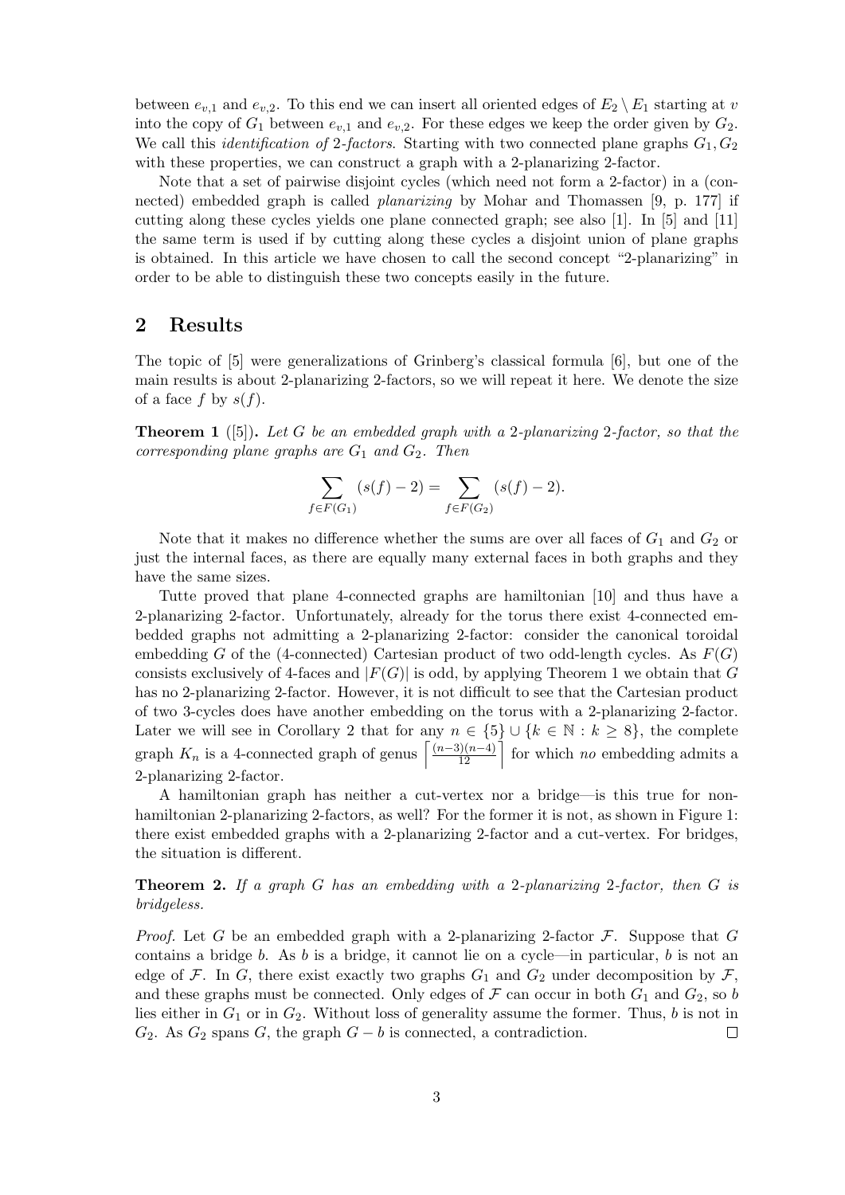between $e_{v,1}$ and $e_{v,2}$. To this end we can insert all oriented edges of $E_2 \setminus E_1$ starting at $v$ into the copy of $G_1$ between $e_{v,1}$ and $e_{v,2}$. For these edges we keep the order given by $G_2$. We call this *identification of* 2*-factors*. Starting with two connected plane graphs $G_1, G_2$ with these properties, we can construct a graph with a 2-planarizing 2-factor.

Note that a set of pairwise disjoint cycles (which need not form a 2-factor) in a (connected) embedded graph is called *planarizing* by Mohar and Thomassen [9, p. 177] if cutting along these cycles yields one plane connected graph; see also [1]. In [5] and [11] the same term is used if by cutting along these cycles a disjoint union of plane graphs is obtained. In this article we have chosen to call the second concept "2-planarizing" in order to be able to distinguish these two concepts easily in the future.

## 2 Results

The topic of [5] were generalizations of Grinberg's classical formula [6], but one of the main results is about 2-planarizing 2-factors, so we will repeat it here. We denote the size of a face $f$ by $s(f)$.

**Theorem 1** ([5]). *Let $G$ be an embedded graph with a 2-planarizing 2-factor, so that the corresponding plane graphs are $G_1$ and $G_2$. Then*

$$\sum_{f \in F(G_1)} (s(f) - 2) = \sum_{f \in F(G_2)} (s(f) - 2).$$

Note that it makes no difference whether the sums are over all faces of $G_1$ and $G_2$ or just the internal faces, as there are equally many external faces in both graphs and they have the same sizes.

Tutte proved that plane 4-connected graphs are hamiltonian [10] and thus have a 2-planarizing 2-factor. Unfortunately, already for the torus there exist 4-connected embedded graphs not admitting a 2-planarizing 2-factor: consider the canonical toroidal embedding $G$ of the (4-connected) Cartesian product of two odd-length cycles. As $F(G)$ consists exclusively of 4-faces and $|F(G)|$ is odd, by applying Theorem 1 we obtain that $G$ has no 2-planarizing 2-factor. However, it is not difficult to see that the Cartesian product of two 3-cycles does have another embedding on the torus with a 2-planarizing 2-factor. Later we will see in Corollary 2 that for any $n \in \{5\} \cup \{k \in \mathbb{N} : k \geq 8\}$, the complete graph $K_n$ is a 4-connected graph of genus $\left\lceil \frac{(n-3)(n-4)}{12} \right\rceil$ for which *no* embedding admits a 2-planarizing 2-factor.

A hamiltonian graph has neither a cut-vertex nor a bridge—is this true for non-hamiltonian 2-planarizing 2-factors, as well? For the former it is not, as shown in Figure 1: there exist embedded graphs with a 2-planarizing 2-factor and a cut-vertex. For bridges, the situation is different.

**Theorem 2.** *If a graph $G$ has an embedding with a 2-planarizing 2-factor, then $G$ is bridgeless.*

*Proof.* Let $G$ be an embedded graph with a 2-planarizing 2-factor $\mathcal{F}$. Suppose that $G$ contains a bridge $b$. As $b$ is a bridge, it cannot lie on a cycle—in particular, $b$ is not an edge of $\mathcal{F}$. In $G$, there exist exactly two graphs $G_1$ and $G_2$ under decomposition by $\mathcal{F}$, and these graphs must be connected. Only edges of $\mathcal{F}$ can occur in both $G_1$ and $G_2$, so $b$ lies either in $G_1$ or in $G_2$. Without loss of generality assume the former. Thus, $b$ is not in $G_2$. As $G_2$ spans $G$, the graph $G - b$ is connected, a contradiction. □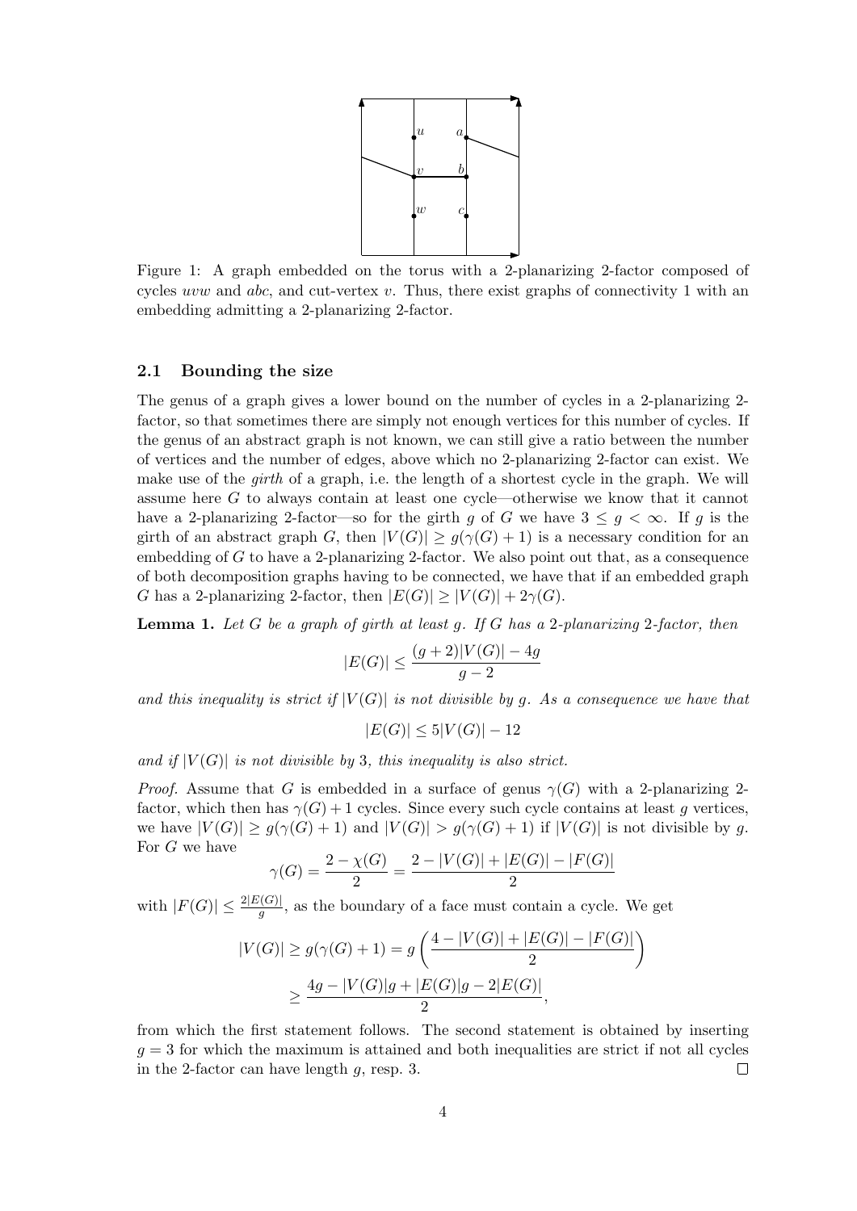Figure 1: A graph embedded on the torus with a 2-planarizing 2-factor composed of cycles $uvw$ and $abc$, and cut-vertex $v$. Thus, there exist graphs of connectivity 1 with an embedding admitting a 2-planarizing 2-factor.

### 2.1 Bounding the size

The genus of a graph gives a lower bound on the number of cycles in a 2-planarizing 2-factor, so that sometimes there are simply not enough vertices for this number of cycles. If the genus of an abstract graph is not known, we can still give a ratio between the number of vertices and the number of edges, above which no 2-planarizing 2-factor can exist. We make use of the *girth* of a graph, i.e. the length of a shortest cycle in the graph. We will assume here $G$ to always contain at least one cycle—otherwise we know that it cannot have a 2-planarizing 2-factor—so for the girth $g$ of $G$ we have $3 \leq g < \infty$. If $g$ is the girth of an abstract graph $G$, then $|V(G)| \geq g(\gamma(G)+1)$ is a necessary condition for an embedding of $G$ to have a 2-planarizing 2-factor. We also point out that, as a consequence of both decomposition graphs having to be connected, we have that if an embedded graph $G$ has a 2-planarizing 2-factor, then $|E(G)| \geq |V(G)| + 2\gamma(G)$.

**Lemma 1.** *Let $G$ be a graph of girth at least $g$. If $G$ has a 2-planarizing 2-factor, then*

$$|E(G)| \leq \frac{(g+2)|V(G)| - 4g}{g-2}$$

*and this inequality is strict if $|V(G)|$ is not divisible by $g$. As a consequence we have that*

$$|E(G)| \leq 5|V(G)| - 12$$

*and if $|V(G)|$ is not divisible by 3, this inequality is also strict.*

*Proof.* Assume that $G$ is embedded in a surface of genus $\gamma(G)$ with a 2-planarizing 2-factor, which then has $\gamma(G)+1$ cycles. Since every such cycle contains at least $g$ vertices, we have $|V(G)| \geq g(\gamma(G)+1)$ and $|V(G)| > g(\gamma(G)+1)$ if $|V(G)|$ is not divisible by $g$. For $G$ we have

$$\gamma(G) = \frac{2-\chi(G)}{2} = \frac{2-|V(G)|+|E(G)|-|F(G)|}{2}$$

with $|F(G)| \leq \frac{2|E(G)|}{g}$, as the boundary of a face must contain a cycle. We get

$$|V(G)| \geq g(\gamma(G)+1) = g\left(\frac{4-|V(G)|+|E(G)|-|F(G)|}{2}\right)$$
$$\geq \frac{4g - |V(G)|g + |E(G)|g - 2|E(G)|}{2},$$

from which the first statement follows. The second statement is obtained by inserting $g = 3$ for which the maximum is attained and both inequalities are strict if not all cycles in the 2-factor can have length $g$, resp. 3. $\square$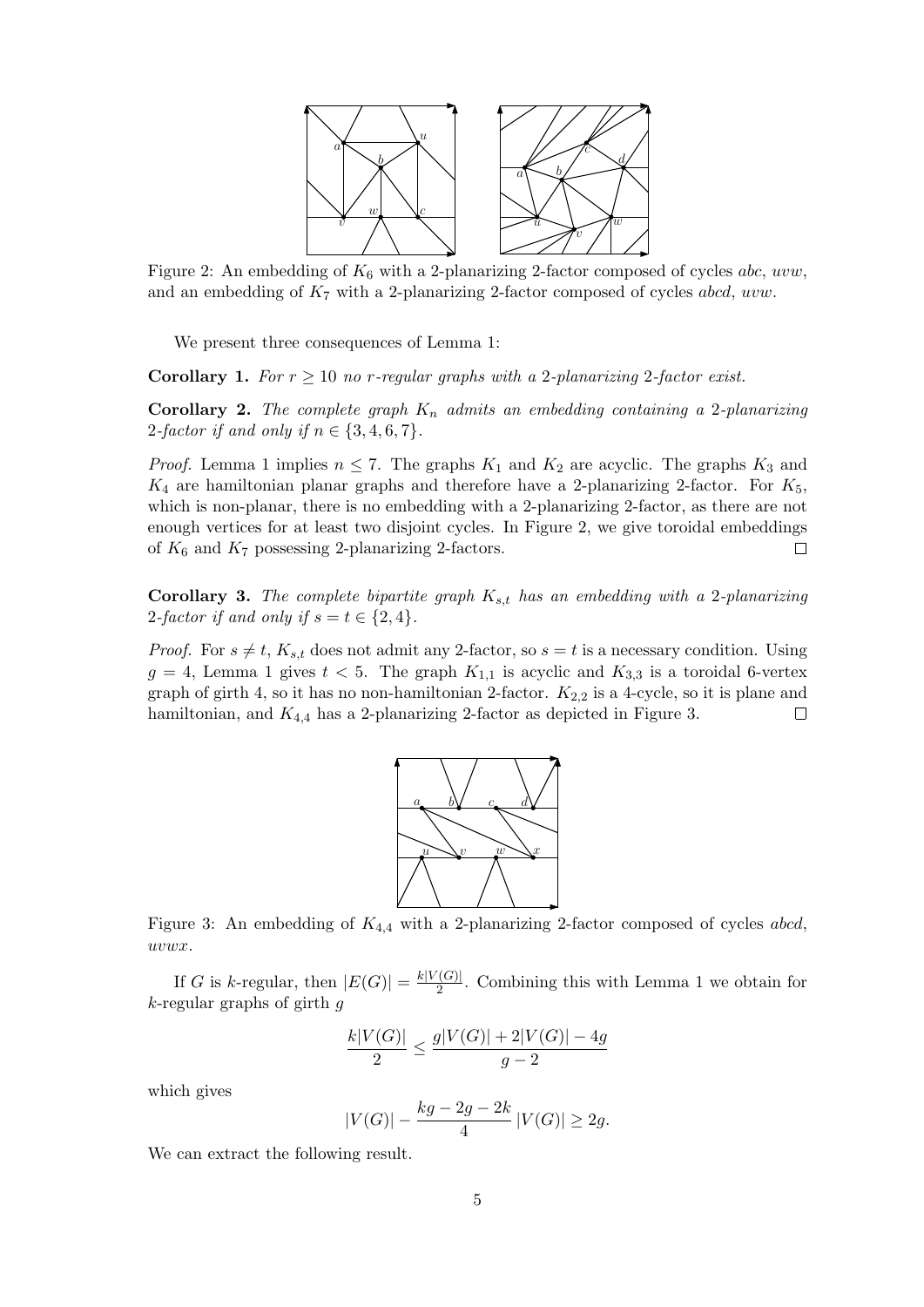Figure 2: An embedding of $K_6$ with a 2-planarizing 2-factor composed of cycles $abc$, $uvw$, and an embedding of $K_7$ with a 2-planarizing 2-factor composed of cycles $abcd$, $uvw$.

We present three consequences of Lemma 1:

**Corollary 1.** *For $r \geq 10$ no $r$-regular graphs with a 2-planarizing 2-factor exist.*

**Corollary 2.** *The complete graph $K_n$ admits an embedding containing a 2-planarizing 2-factor if and only if $n \in \{3, 4, 6, 7\}$.*

*Proof.* Lemma 1 implies $n \leq 7$. The graphs $K_1$ and $K_2$ are acyclic. The graphs $K_3$ and $K_4$ are hamiltonian planar graphs and therefore have a 2-planarizing 2-factor. For $K_5$, which is non-planar, there is no embedding with a 2-planarizing 2-factor, as there are not enough vertices for at least two disjoint cycles. In Figure 2, we give toroidal embeddings of $K_6$ and $K_7$ possessing 2-planarizing 2-factors. $\square$

**Corollary 3.** *The complete bipartite graph $K_{s,t}$ has an embedding with a 2-planarizing 2-factor if and only if $s = t \in \{2, 4\}$.*

*Proof.* For $s \neq t$, $K_{s,t}$ does not admit any 2-factor, so $s = t$ is a necessary condition. Using $g = 4$, Lemma 1 gives $t < 5$. The graph $K_{1,1}$ is acyclic and $K_{3,3}$ is a toroidal 6-vertex graph of girth 4, so it has no non-hamiltonian 2-factor. $K_{2,2}$ is a 4-cycle, so it is plane and hamiltonian, and $K_{4,4}$ has a 2-planarizing 2-factor as depicted in Figure 3. $\square$

Figure 3: An embedding of $K_{4,4}$ with a 2-planarizing 2-factor composed of cycles $abcd$, $uvwx$.

If $G$ is $k$-regular, then $|E(G)| = \frac{k|V(G)|}{2}$. Combining this with Lemma 1 we obtain for $k$-regular graphs of girth $g$

$$\frac{k|V(G)|}{2} \leq \frac{g|V(G)| + 2|V(G)| - 4g}{g - 2}$$

which gives

$$|V(G)| - \frac{kg - 2g - 2k}{4} |V(G)| \geq 2g.$$

We can extract the following result.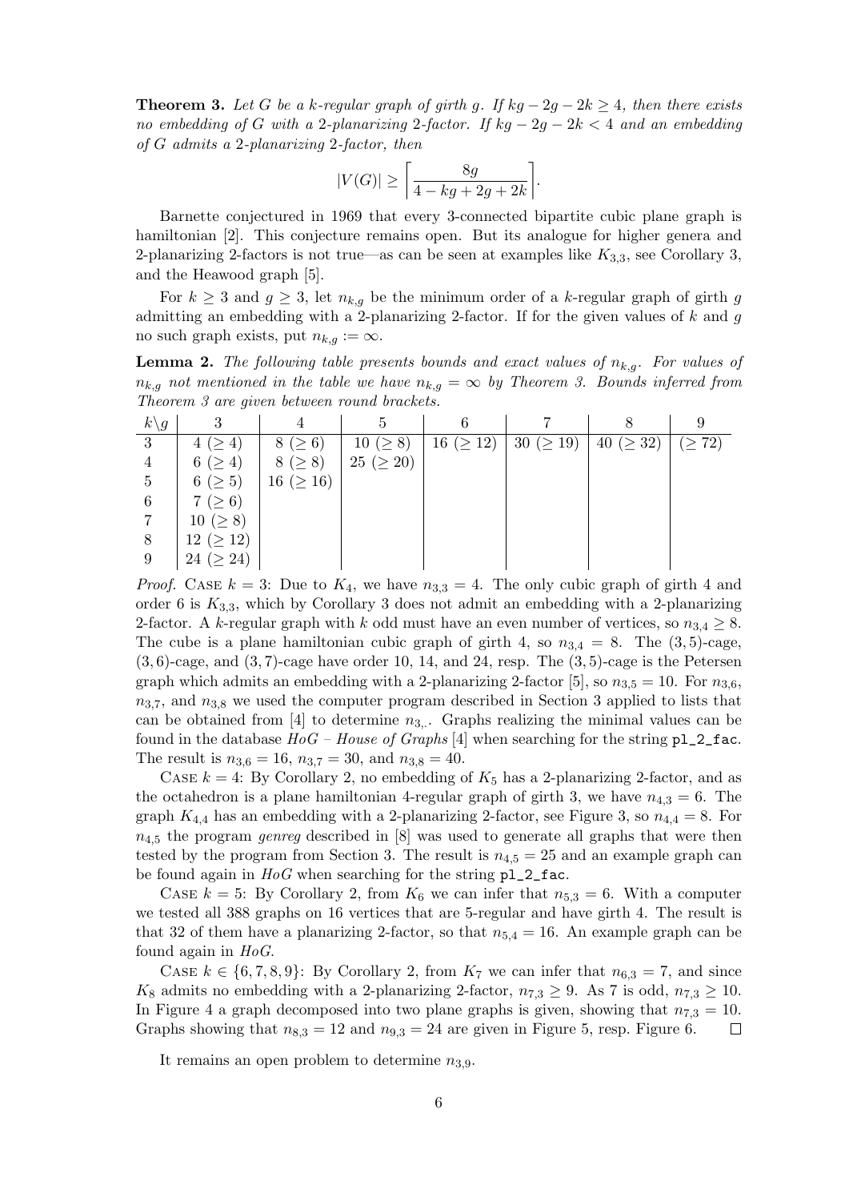**Theorem 3.** *Let $G$ be a $k$-regular graph of girth $g$. If $kg - 2g - 2k \geq 4$, then there exists no embedding of $G$ with a 2-planarizing 2-factor. If $kg - 2g - 2k < 4$ and an embedding of $G$ admits a 2-planarizing 2-factor, then*

$$|V(G)| \geq \left\lceil \frac{8g}{4 - kg + 2g + 2k} \right\rceil.$$

Barnette conjectured in 1969 that every 3-connected bipartite cubic plane graph is hamiltonian [2]. This conjecture remains open. But its analogue for higher genera and 2-planarizing 2-factors is not true—as can be seen at examples like $K_{3,3}$, see Corollary 3, and the Heawood graph [5].

For $k \geq 3$ and $g \geq 3$, let $n_{k,g}$ be the minimum order of a $k$-regular graph of girth $g$ admitting an embedding with a 2-planarizing 2-factor. If for the given values of $k$ and $g$ no such graph exists, put $n_{k,g} := \infty$.

**Lemma 2.** *The following table presents bounds and exact values of $n_{k,g}$. For values of $n_{k,g}$ not mentioned in the table we have $n_{k,g} = \infty$ by Theorem 3. Bounds inferred from Theorem 3 are given between round brackets.*

| $k \backslash g$ | 3 | 4 | 5 | 6 | 7 | 8 | 9 |
|---|---|---|---|---|---|---|---|
| 3 | 4 ($\geq 4$) | 8 ($\geq 6$) | 10 ($\geq 8$) | 16 ($\geq 12$) | 30 ($\geq 19$) | 40 ($\geq 32$) | ($\geq 72$) |
| 4 | 6 ($\geq 4$) | 8 ($\geq 8$) | 25 ($\geq 20$) | | | | |
| 5 | 6 ($\geq 5$) | 16 ($\geq 16$) | | | | | |
| 6 | 7 ($\geq 6$) | | | | | | |
| 7 | 10 ($\geq 8$) | | | | | | |
| 8 | 12 ($\geq 12$) | | | | | | |
| 9 | 24 ($\geq 24$) | | | | | | |

*Proof.* Case $k = 3$: Due to $K_4$, we have $n_{3,3} = 4$. The only cubic graph of girth 4 and order 6 is $K_{3,3}$, which by Corollary 3 does not admit an embedding with a 2-planarizing 2-factor. A $k$-regular graph with $k$ odd must have an even number of vertices, so $n_{3,4} \geq 8$. The cube is a plane hamiltonian cubic graph of girth 4, so $n_{3,4} = 8$. The $(3,5)$-cage, $(3,6)$-cage, and $(3,7)$-cage have order 10, 14, and 24, resp. The $(3,5)$-cage is the Petersen graph which admits an embedding with a 2-planarizing 2-factor [5], so $n_{3,5} = 10$. For $n_{3,6}$, $n_{3,7}$, and $n_{3,8}$ we used the computer program described in Section 3 applied to lists that can be obtained from [4] to determine $n_{3,\cdot}$. Graphs realizing the minimal values can be found in the database *HoG – House of Graphs* [4] when searching for the string `pl_2_fac`. The result is $n_{3,6} = 16$, $n_{3,7} = 30$, and $n_{3,8} = 40$.

Case $k = 4$: By Corollary 2, no embedding of $K_5$ has a 2-planarizing 2-factor, and as the octahedron is a plane hamiltonian 4-regular graph of girth 3, we have $n_{4,3} = 6$. The graph $K_{4,4}$ has an embedding with a 2-planarizing 2-factor, see Figure 3, so $n_{4,4} = 8$. For $n_{4,5}$ the program *genreg* described in [8] was used to generate all graphs that were then tested by the program from Section 3. The result is $n_{4,5} = 25$ and an example graph can be found again in *HoG* when searching for the string `pl_2_fac`.

Case $k = 5$: By Corollary 2, from $K_6$ we can infer that $n_{5,3} = 6$. With a computer we tested all 388 graphs on 16 vertices that are 5-regular and have girth 4. The result is that 32 of them have a planarizing 2-factor, so that $n_{5,4} = 16$. An example graph can be found again in *HoG*.

Case $k \in \{6, 7, 8, 9\}$: By Corollary 2, from $K_7$ we can infer that $n_{6,3} = 7$, and since $K_8$ admits no embedding with a 2-planarizing 2-factor, $n_{7,3} \geq 9$. As 7 is odd, $n_{7,3} \geq 10$. In Figure 4 a graph decomposed into two plane graphs is given, showing that $n_{7,3} = 10$. Graphs showing that $n_{8,3} = 12$ and $n_{9,3} = 24$ are given in Figure 5, resp. Figure 6. $\square$

It remains an open problem to determine $n_{3,9}$.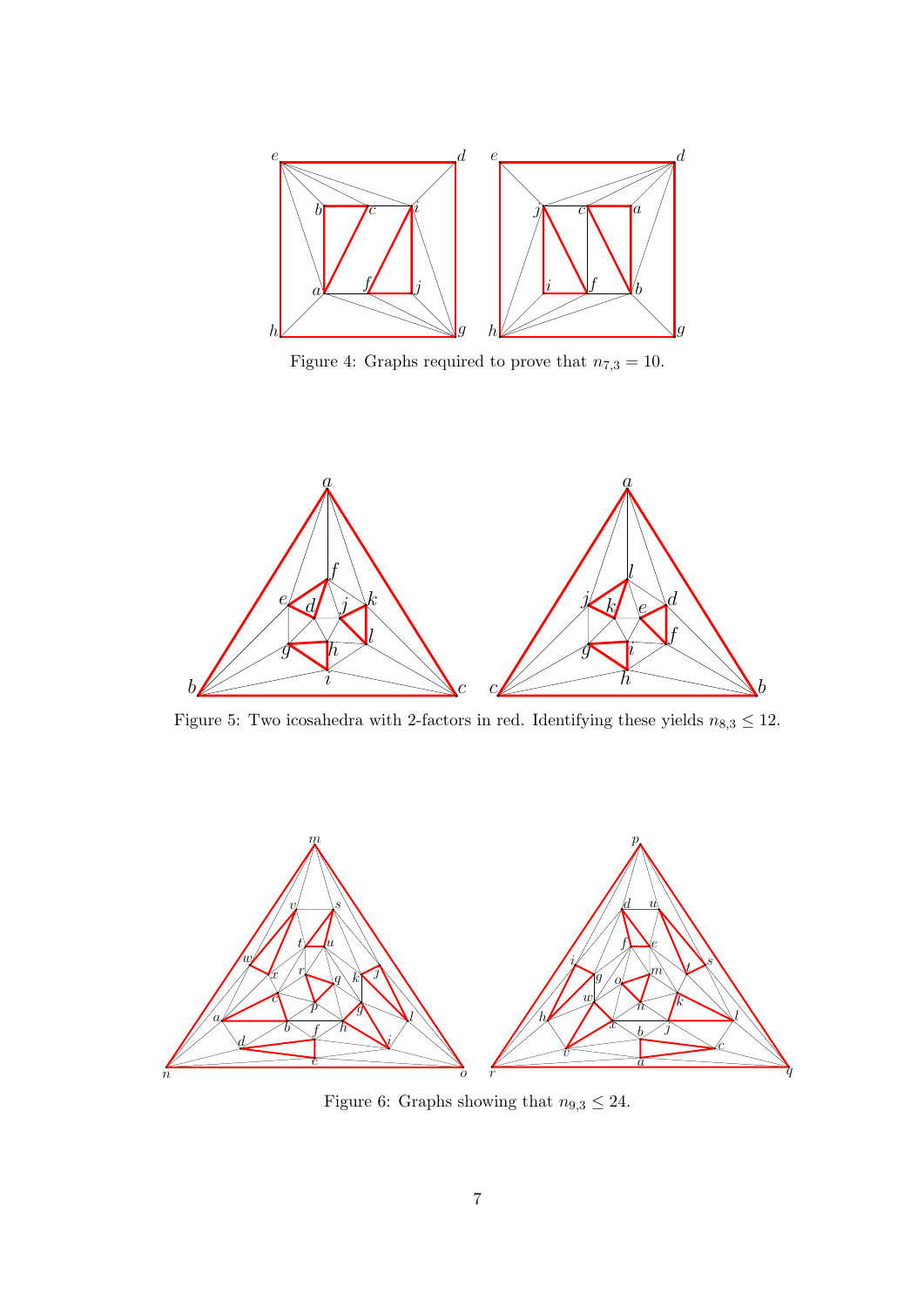Figure 4: Graphs required to prove that $n_{7,3} = 10$.

Figure 5: Two icosahedra with 2-factors in red. Identifying these yields $n_{8,3} \leq 12$.

Figure 6: Graphs showing that $n_{9,3} \leq 24$.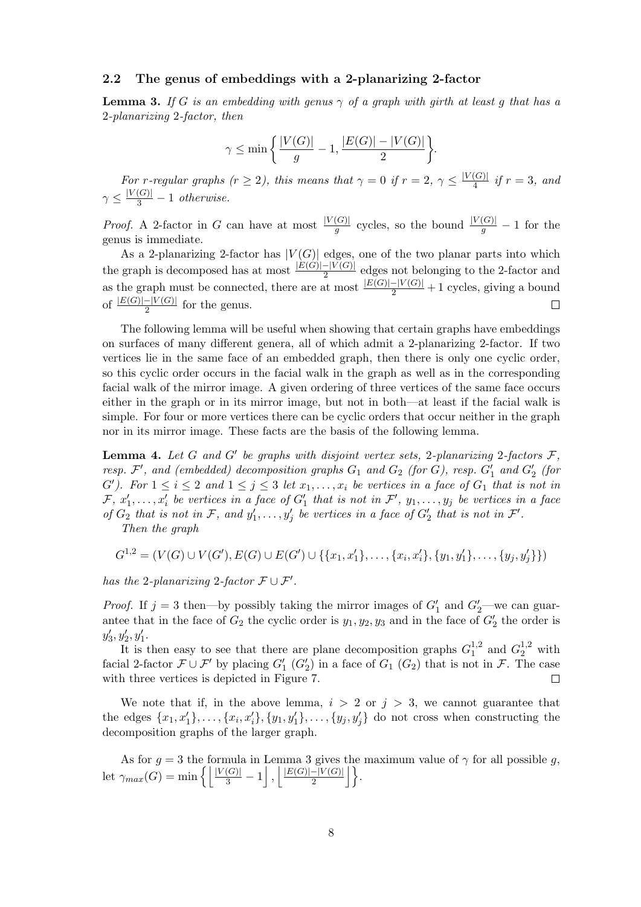### 2.2 The genus of embeddings with a 2-planarizing 2-factor

**Lemma 3.** *If $G$ is an embedding with genus $\gamma$ of a graph with girth at least $g$ that has a 2-planarizing 2-factor, then*

$$\gamma \leq \min\left\{ \frac{|V(G)|}{g} - 1, \frac{|E(G)| - |V(G)|}{2} \right\}.$$

*For $r$-regular graphs ($r \geq 2$), this means that $\gamma = 0$ if $r = 2$, $\gamma \leq \frac{|V(G)|}{4}$ if $r = 3$, and $\gamma \leq \frac{|V(G)|}{3} - 1$ otherwise.*

*Proof.* A 2-factor in $G$ can have at most $\frac{|V(G)|}{g}$ cycles, so the bound $\frac{|V(G)|}{g} - 1$ for the genus is immediate.

As a 2-planarizing 2-factor has $|V(G)|$ edges, one of the two planar parts into which the graph is decomposed has at most $\frac{|E(G)|-|V(G)|}{2}$ edges not belonging to the 2-factor and as the graph must be connected, there are at most $\frac{|E(G)|-|V(G)|}{2} + 1$ cycles, giving a bound of $\frac{|E(G)|-|V(G)|}{2}$ for the genus. □

The following lemma will be useful when showing that certain graphs have embeddings on surfaces of many different genera, all of which admit a 2-planarizing 2-factor. If two vertices lie in the same face of an embedded graph, then there is only one cyclic order, so this cyclic order occurs in the facial walk in the graph as well as in the corresponding facial walk of the mirror image. A given ordering of three vertices of the same face occurs either in the graph or in its mirror image, but not in both—at least if the facial walk is simple. For four or more vertices there can be cyclic orders that occur neither in the graph nor in its mirror image. These facts are the basis of the following lemma.

**Lemma 4.** *Let $G$ and $G'$ be graphs with disjoint vertex sets, 2-planarizing 2-factors $\mathcal{F}$, resp. $\mathcal{F}'$, and (embedded) decomposition graphs $G_1$ and $G_2$ (for $G$), resp. $G'_1$ and $G'_2$ (for $G'$). For $1 \leq i \leq 2$ and $1 \leq j \leq 3$ let $x_1, \ldots, x_i$ be vertices in a face of $G_1$ that is not in $\mathcal{F}$, $x'_1, \ldots, x'_i$ be vertices in a face of $G'_1$ that is not in $\mathcal{F}'$, $y_1, \ldots, y_j$ be vertices in a face of $G_2$ that is not in $\mathcal{F}$, and $y'_1, \ldots, y'_j$ be vertices in a face of $G'_2$ that is not in $\mathcal{F}'$.*

*Then the graph*

$$G^{1,2} = (V(G) \cup V(G'), E(G) \cup E(G') \cup \{\{x_1, x'_1\}, \ldots, \{x_i, x'_i\}, \{y_1, y'_1\}, \ldots, \{y_j, y'_j\}\})$$

*has the 2-planarizing 2-factor $\mathcal{F} \cup \mathcal{F}'$.*

*Proof.* If $j = 3$ then—by possibly taking the mirror images of $G'_1$ and $G'_2$—we can guarantee that in the face of $G_2$ the cyclic order is $y_1, y_2, y_3$ and in the face of $G'_2$ the order is $y'_3, y'_2, y'_1$.

It is then easy to see that there are plane decomposition graphs $G_1^{1,2}$ and $G_2^{1,2}$ with facial 2-factor $\mathcal{F} \cup \mathcal{F}'$ by placing $G'_1$ ($G'_2$) in a face of $G_1$ ($G_2$) that is not in $\mathcal{F}$. The case with three vertices is depicted in Figure 7. □

We note that if, in the above lemma, $i > 2$ or $j > 3$, we cannot guarantee that the edges $\{x_1, x'_1\}, \ldots, \{x_i, x'_i\}, \{y_1, y'_1\}, \ldots, \{y_j, y'_j\}$ do not cross when constructing the decomposition graphs of the larger graph.

As for $g = 3$ the formula in Lemma 3 gives the maximum value of $\gamma$ for all possible $g$, let $\gamma_{max}(G) = \min\left\{ \left\lfloor \frac{|V(G)|}{3} - 1 \right\rfloor, \left\lfloor \frac{|E(G)|-|V(G)|}{2} \right\rfloor \right\}$.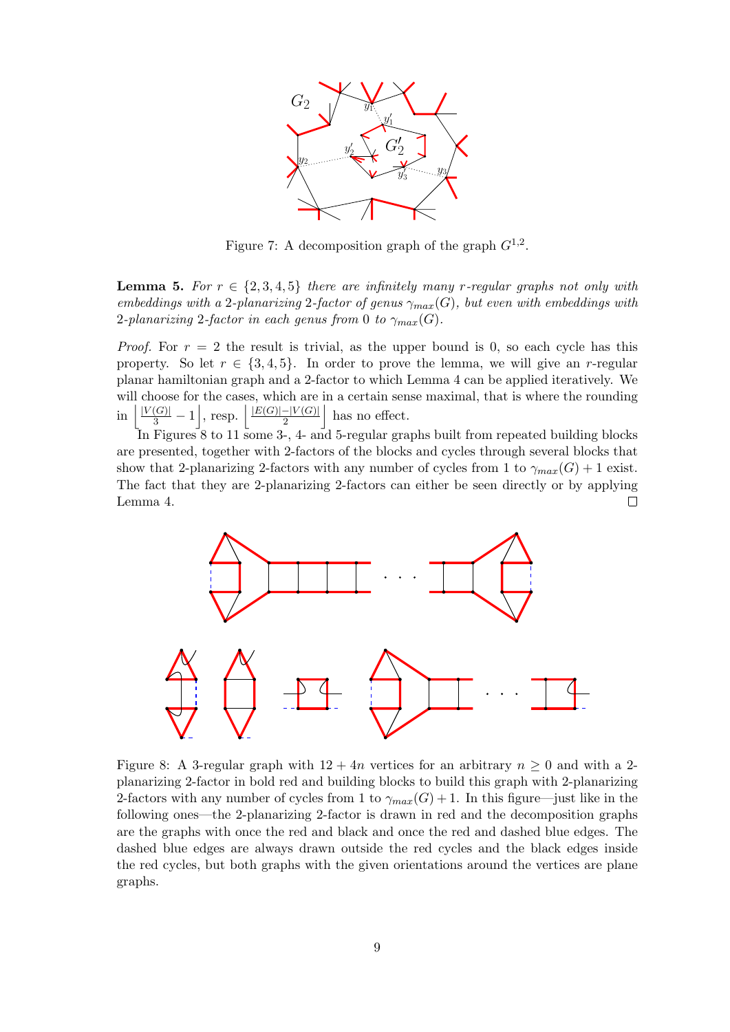Figure 7: A decomposition graph of the graph $G^{1,2}$.

**Lemma 5.** *For $r \in \{2,3,4,5\}$ there are infinitely many $r$-regular graphs not only with embeddings with a 2-planarizing 2-factor of genus $\gamma_{max}(G)$, but even with embeddings with 2-planarizing 2-factor in each genus from 0 to $\gamma_{max}(G)$.*

*Proof.* For $r = 2$ the result is trivial, as the upper bound is 0, so each cycle has this property. So let $r \in \{3,4,5\}$. In order to prove the lemma, we will give an $r$-regular planar hamiltonian graph and a 2-factor to which Lemma 4 can be applied iteratively. We will choose for the cases, which are in a certain sense maximal, that is where the rounding in $\left\lfloor \frac{|V(G)|}{3} - 1 \right\rfloor$, resp. $\left\lfloor \frac{|E(G)|-|V(G)|}{2} \right\rfloor$ has no effect.

In Figures 8 to 11 some 3-, 4- and 5-regular graphs built from repeated building blocks are presented, together with 2-factors of the blocks and cycles through several blocks that show that 2-planarizing 2-factors with any number of cycles from 1 to $\gamma_{max}(G)+1$ exist. The fact that they are 2-planarizing 2-factors can either be seen directly or by applying Lemma 4. □

Figure 8: A 3-regular graph with $12+4n$ vertices for an arbitrary $n \geq 0$ and with a 2-planarizing 2-factor in bold red and building blocks to build this graph with 2-planarizing 2-factors with any number of cycles from 1 to $\gamma_{max}(G)+1$. In this figure—just like in the following ones—the 2-planarizing 2-factor is drawn in red and the decomposition graphs are the graphs with once the red and black and once the red and dashed blue edges. The dashed blue edges are always drawn outside the red cycles and the black edges inside the red cycles, but both graphs with the given orientations around the vertices are plane graphs.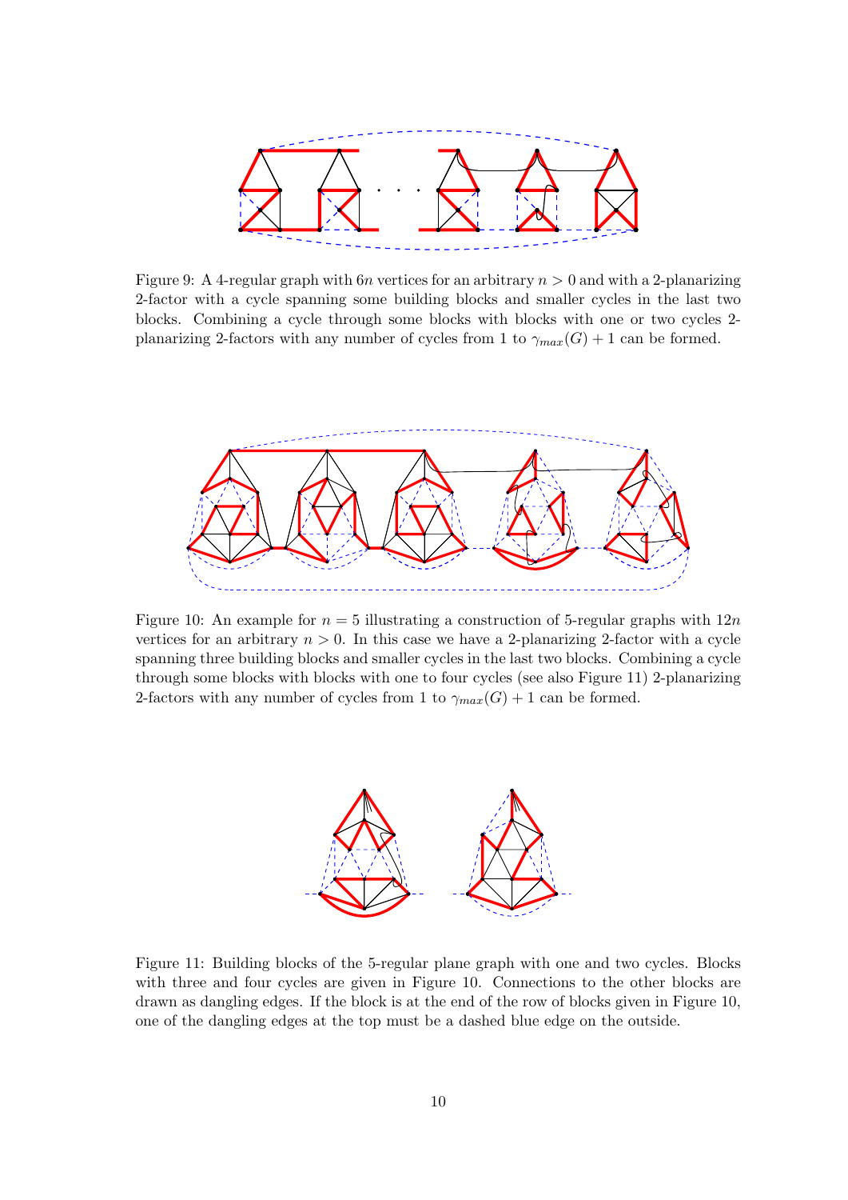Figure 9: A 4-regular graph with $6n$ vertices for an arbitrary $n > 0$ and with a 2-planarizing 2-factor with a cycle spanning some building blocks and smaller cycles in the last two blocks. Combining a cycle through some blocks with blocks with one or two cycles 2-planarizing 2-factors with any number of cycles from 1 to $\gamma_{max}(G) + 1$ can be formed.

Figure 10: An example for $n = 5$ illustrating a construction of 5-regular graphs with $12n$ vertices for an arbitrary $n > 0$. In this case we have a 2-planarizing 2-factor with a cycle spanning three building blocks and smaller cycles in the last two blocks. Combining a cycle through some blocks with blocks with one to four cycles (see also Figure 11) 2-planarizing 2-factors with any number of cycles from 1 to $\gamma_{max}(G) + 1$ can be formed.

Figure 11: Building blocks of the 5-regular plane graph with one and two cycles. Blocks with three and four cycles are given in Figure 10. Connections to the other blocks are drawn as dangling edges. If the block is at the end of the row of blocks given in Figure 10, one of the dangling edges at the top must be a dashed blue edge on the outside.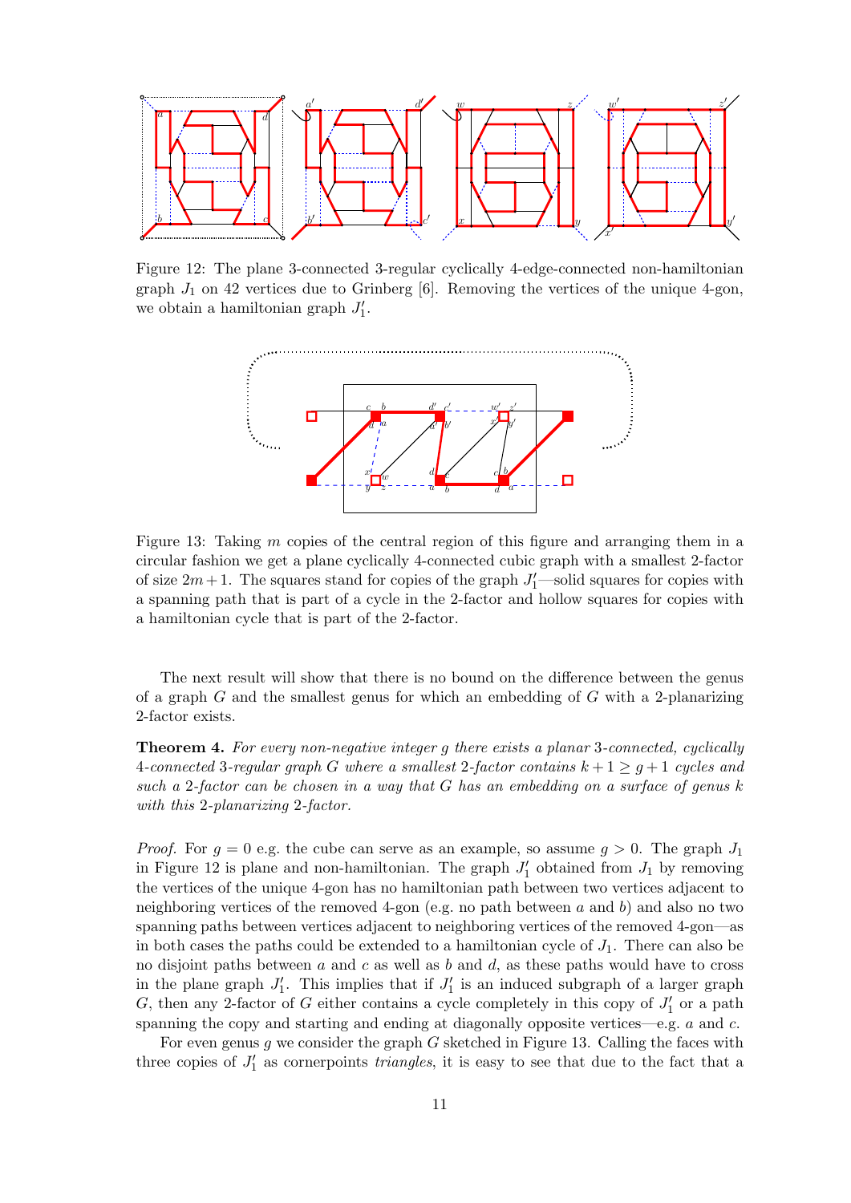Figure 12: The plane 3-connected 3-regular cyclically 4-edge-connected non-hamiltonian graph $J_1$ on 42 vertices due to Grinberg [6]. Removing the vertices of the unique 4-gon, we obtain a hamiltonian graph $J_1'$.

Figure 13: Taking $m$ copies of the central region of this figure and arranging them in a circular fashion we get a plane cyclically 4-connected cubic graph with a smallest 2-factor of size $2m+1$. The squares stand for copies of the graph $J_1'$—solid squares for copies with a spanning path that is part of a cycle in the 2-factor and hollow squares for copies with a hamiltonian cycle that is part of the 2-factor.

The next result will show that there is no bound on the difference between the genus of a graph $G$ and the smallest genus for which an embedding of $G$ with a 2-planarizing 2-factor exists.

**Theorem 4.** *For every non-negative integer $g$ there exists a planar 3-connected, cyclically 4-connected 3-regular graph $G$ where a smallest 2-factor contains $k+1 \geq g+1$ cycles and such a 2-factor can be chosen in a way that $G$ has an embedding on a surface of genus $k$ with this 2-planarizing 2-factor.*

*Proof.* For $g = 0$ e.g. the cube can serve as an example, so assume $g > 0$. The graph $J_1$ in Figure 12 is plane and non-hamiltonian. The graph $J_1'$ obtained from $J_1$ by removing the vertices of the unique 4-gon has no hamiltonian path between two vertices adjacent to neighboring vertices of the removed 4-gon (e.g. no path between $a$ and $b$) and also no two spanning paths between vertices adjacent to neighboring vertices of the removed 4-gon—as in both cases the paths could be extended to a hamiltonian cycle of $J_1$. There can also be no disjoint paths between $a$ and $c$ as well as $b$ and $d$, as these paths would have to cross in the plane graph $J_1'$. This implies that if $J_1'$ is an induced subgraph of a larger graph $G$, then any 2-factor of $G$ either contains a cycle completely in this copy of $J_1'$ or a path spanning the copy and starting and ending at diagonally opposite vertices—e.g. $a$ and $c$.

For even genus $g$ we consider the graph $G$ sketched in Figure 13. Calling the faces with three copies of $J_1'$ as cornerpoints *triangles*, it is easy to see that due to the fact that a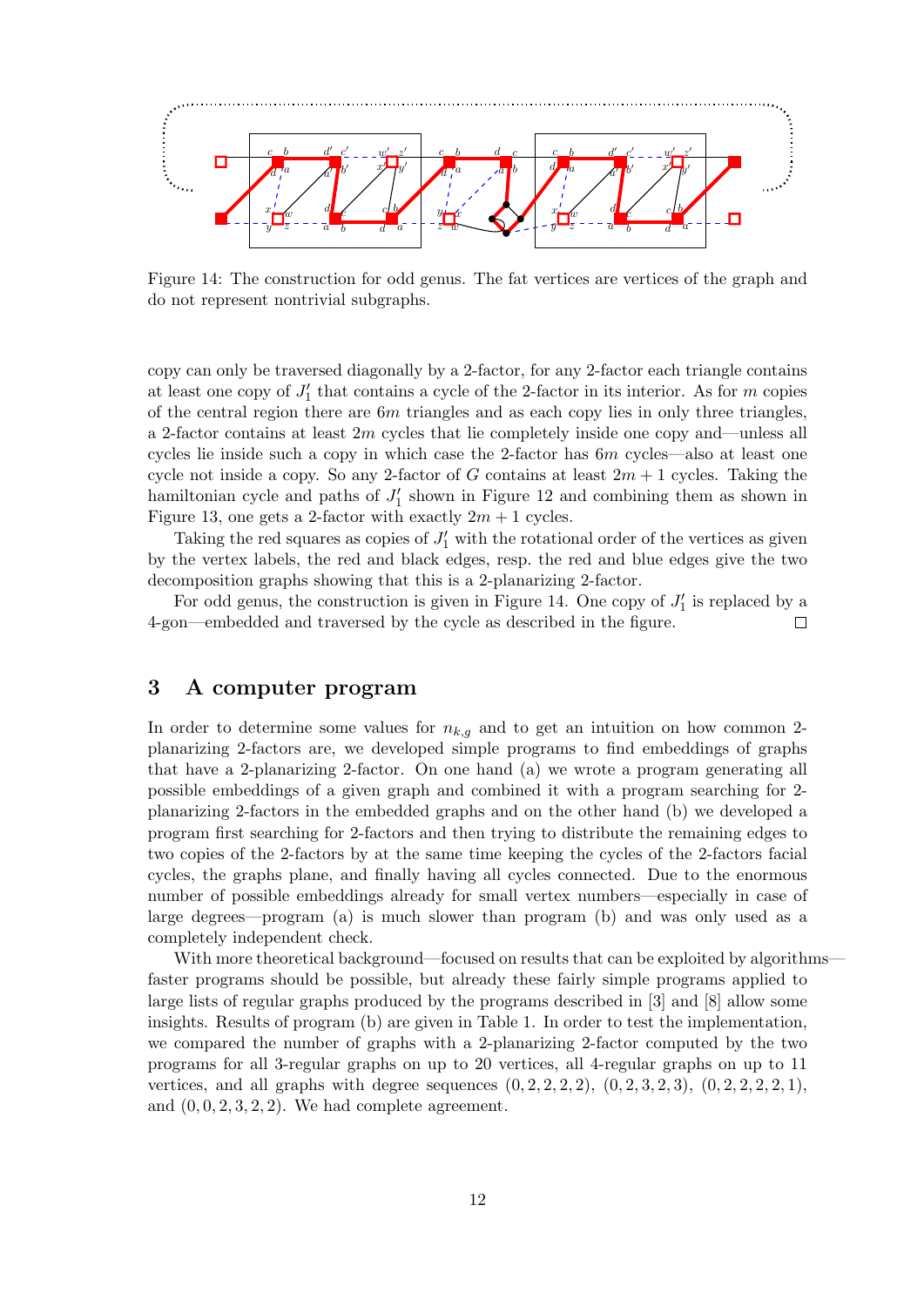Figure 14: The construction for odd genus. The fat vertices are vertices of the graph and do not represent nontrivial subgraphs.

copy can only be traversed diagonally by a 2-factor, for any 2-factor each triangle contains at least one copy of $J_1'$ that contains a cycle of the 2-factor in its interior. As for $m$ copies of the central region there are $6m$ triangles and as each copy lies in only three triangles, a 2-factor contains at least $2m$ cycles that lie completely inside one copy and—unless all cycles lie inside such a copy in which case the 2-factor has $6m$ cycles—also at least one cycle not inside a copy. So any 2-factor of $G$ contains at least $2m + 1$ cycles. Taking the hamiltonian cycle and paths of $J_1'$ shown in Figure 12 and combining them as shown in Figure 13, one gets a 2-factor with exactly $2m + 1$ cycles.

Taking the red squares as copies of $J_1'$ with the rotational order of the vertices as given by the vertex labels, the red and black edges, resp. the red and blue edges give the two decomposition graphs showing that this is a 2-planarizing 2-factor.

For odd genus, the construction is given in Figure 14. One copy of $J_1'$ is replaced by a 4-gon—embedded and traversed by the cycle as described in the figure. □

## 3 A computer program

In order to determine some values for $n_{k,g}$ and to get an intuition on how common 2-planarizing 2-factors are, we developed simple programs to find embeddings of graphs that have a 2-planarizing 2-factor. On one hand (a) we wrote a program generating all possible embeddings of a given graph and combined it with a program searching for 2-planarizing 2-factors in the embedded graphs and on the other hand (b) we developed a program first searching for 2-factors and then trying to distribute the remaining edges to two copies of the 2-factors by at the same time keeping the cycles of the 2-factors facial cycles, the graphs plane, and finally having all cycles connected. Due to the enormous number of possible embeddings already for small vertex numbers—especially in case of large degrees—program (a) is much slower than program (b) and was only used as a completely independent check.

With more theoretical background—focused on results that can be exploited by algorithms—faster programs should be possible, but already these fairly simple programs applied to large lists of regular graphs produced by the programs described in [3] and [8] allow some insights. Results of program (b) are given in Table 1. In order to test the implementation, we compared the number of graphs with a 2-planarizing 2-factor computed by the two programs for all 3-regular graphs on up to 20 vertices, all 4-regular graphs on up to 11 vertices, and all graphs with degree sequences $(0, 2, 2, 2, 2)$, $(0, 2, 3, 2, 3)$, $(0, 2, 2, 2, 2, 1)$, and $(0, 0, 2, 3, 2, 2)$. We had complete agreement.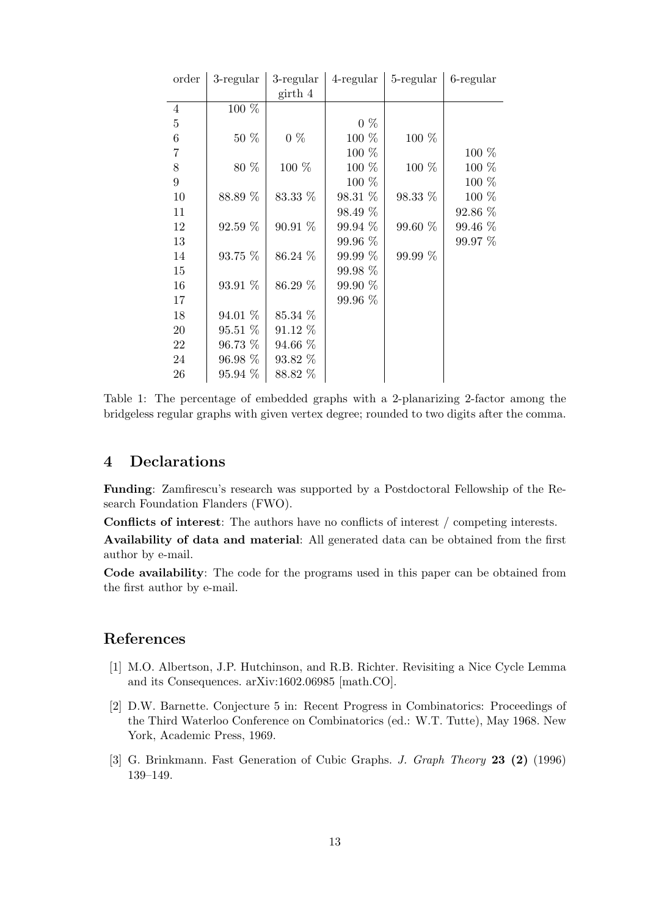| order | 3-regular | 3-regular girth 4 | 4-regular | 5-regular | 6-regular |
|---|---|---|---|---|---|
| 4 | 100 % | | | | |
| 5 | | | 0 % | | |
| 6 | 50 % | 0 % | 100 % | 100 % | |
| 7 | | | 100 % | | 100 % |
| 8 | 80 % | 100 % | 100 % | 100 % | 100 % |
| 9 | | | 100 % | | 100 % |
| 10 | 88.89 % | 83.33 % | 98.31 % | 98.33 % | 100 % |
| 11 | | | 98.49 % | | 92.86 % |
| 12 | 92.59 % | 90.91 % | 99.94 % | 99.60 % | 99.46 % |
| 13 | | | 99.96 % | | 99.97 % |
| 14 | 93.75 % | 86.24 % | 99.99 % | 99.99 % | |
| 15 | | | 99.98 % | | |
| 16 | 93.91 % | 86.29 % | 99.90 % | | |
| 17 | | | 99.96 % | | |
| 18 | 94.01 % | 85.34 % | | | |
| 20 | 95.51 % | 91.12 % | | | |
| 22 | 96.73 % | 94.66 % | | | |
| 24 | 96.98 % | 93.82 % | | | |
| 26 | 95.94 % | 88.82 % | | | |

Table 1: The percentage of embedded graphs with a 2-planarizing 2-factor among the bridgeless regular graphs with given vertex degree; rounded to two digits after the comma.

## 4 Declarations

**Funding**: Zamfirescu's research was supported by a Postdoctoral Fellowship of the Research Foundation Flanders (FWO).

**Conflicts of interest**: The authors have no conflicts of interest / competing interests.

**Availability of data and material**: All generated data can be obtained from the first author by e-mail.

**Code availability**: The code for the programs used in this paper can be obtained from the first author by e-mail.

## References

[1] M.O. Albertson, J.P. Hutchinson, and R.B. Richter. Revisiting a Nice Cycle Lemma and its Consequences. arXiv:1602.06985 [math.CO].

[2] D.W. Barnette. Conjecture 5 in: Recent Progress in Combinatorics: Proceedings of the Third Waterloo Conference on Combinatorics (ed.: W.T. Tutte), May 1968. New York, Academic Press, 1969.

[3] G. Brinkmann. Fast Generation of Cubic Graphs. *J. Graph Theory* **23 (2)** (1996) 139–149.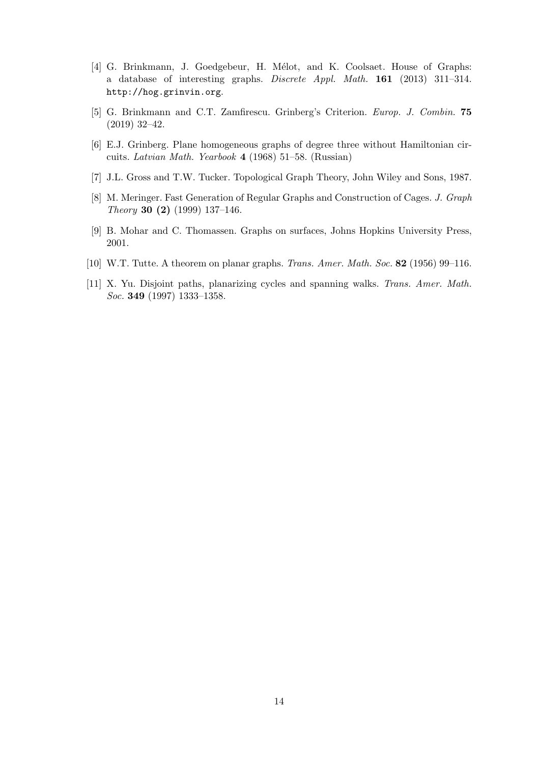[4] G. Brinkmann, J. Goedgebeur, H. Mélot, and K. Coolsaet. House of Graphs: a database of interesting graphs. *Discrete Appl. Math.* **161** (2013) 311–314. `http://hog.grinvin.org`.

[5] G. Brinkmann and C.T. Zamfirescu. Grinberg's Criterion. *Europ. J. Combin.* **75** (2019) 32–42.

[6] E.J. Grinberg. Plane homogeneous graphs of degree three without Hamiltonian circuits. *Latvian Math. Yearbook* **4** (1968) 51–58. (Russian)

[7] J.L. Gross and T.W. Tucker. Topological Graph Theory, John Wiley and Sons, 1987.

[8] M. Meringer. Fast Generation of Regular Graphs and Construction of Cages. *J. Graph Theory* **30 (2)** (1999) 137–146.

[9] B. Mohar and C. Thomassen. Graphs on surfaces, Johns Hopkins University Press, 2001.

[10] W.T. Tutte. A theorem on planar graphs. *Trans. Amer. Math. Soc.* **82** (1956) 99–116.

[11] X. Yu. Disjoint paths, planarizing cycles and spanning walks. *Trans. Amer. Math. Soc.* **349** (1997) 1333–1358.